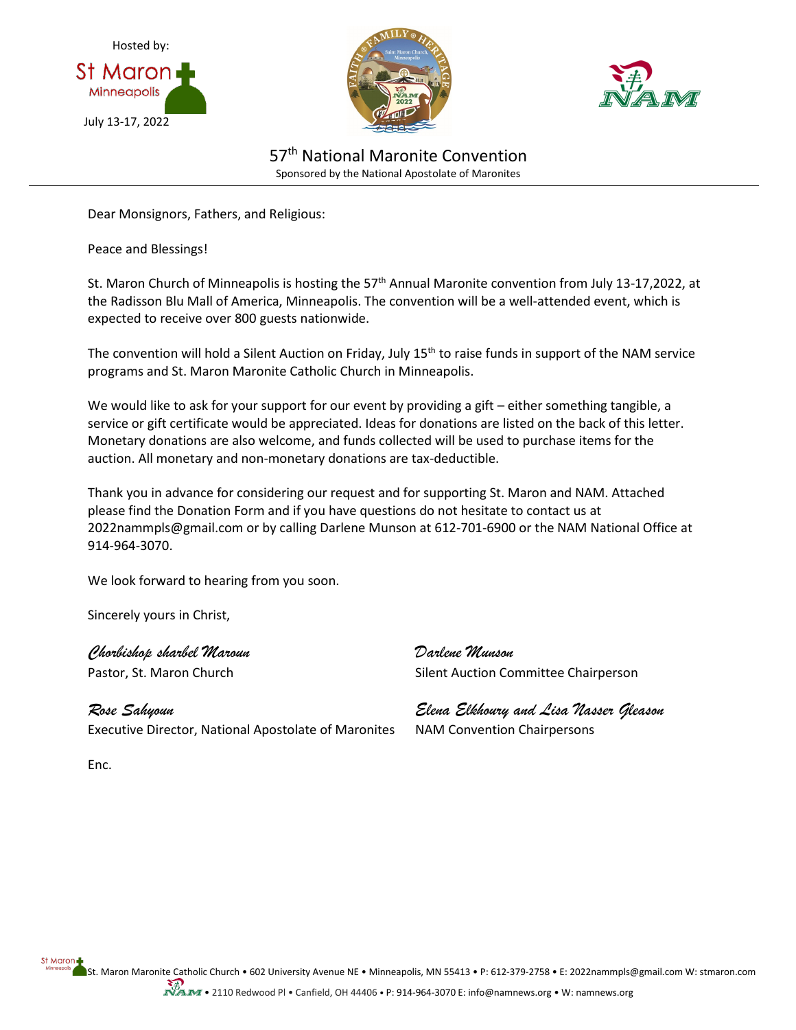Hosted by:

St Maron Minneapolis

July 13-17, 2022

# 57th National Maronite Convention

Sponsored by the National Apostolate of Maronites

Dear Monsignors, Fathers, and Religious:

Peace and Blessings!

St. Maron Church of Minneapolis is hosting the 57th Annual Maronite convention from July 13-17,2022, at the Radisson Blu Mall of America, Minneapolis. The convention will be a well-attended event, which is expected to receive over 800 guests nationwide.

The convention will hold a Silent Auction on Friday, July 15th to raise funds in support of the NAM service programs and St. Maron Maronite Catholic Church in Minneapolis.

We would like to ask for your support for our event by providing a gift – either something tangible, a service or gift certificate would be appreciated. Ideas for donations are listed on the back of this letter. Monetary donations are also welcome, and funds collected will be used to purchase items for the auction. All monetary and non-monetary donations are tax-deductible.

Thank you in advance for considering our request and for supporting St. Maron and NAM. Attached please find the Donation Form and if you have questions do not hesitate to contact us at 2022nammpls@gmail.com or by calling Darlene Munson at 612-701-6900 or the NAM National Office at 914-964-3070.

We look forward to hearing from you soon.

Sincerely yours in Christ,

*Chorbishop sharbel Maroun*
Pastor, St. Maron Church

*Darlene Munson*
Silent Auction Committee Chairperson

*Rose Sahyoun*
Executive Director, National Apostolate of Maronites

*Elena Elkhoury and Lisa Nasser Gleason*
NAM Convention Chairpersons

Enc.

St. Maron Maronite Catholic Church • 602 University Avenue NE • Minneapolis, MN 55413 • P: 612-379-2758 • E: 2022nammpls@gmail.com W: stmaron.com

NAM • 2110 Redwood Pl • Canfield, OH 44406 • P: 914-964-3070 E: info@namnews.org • W: namnews.org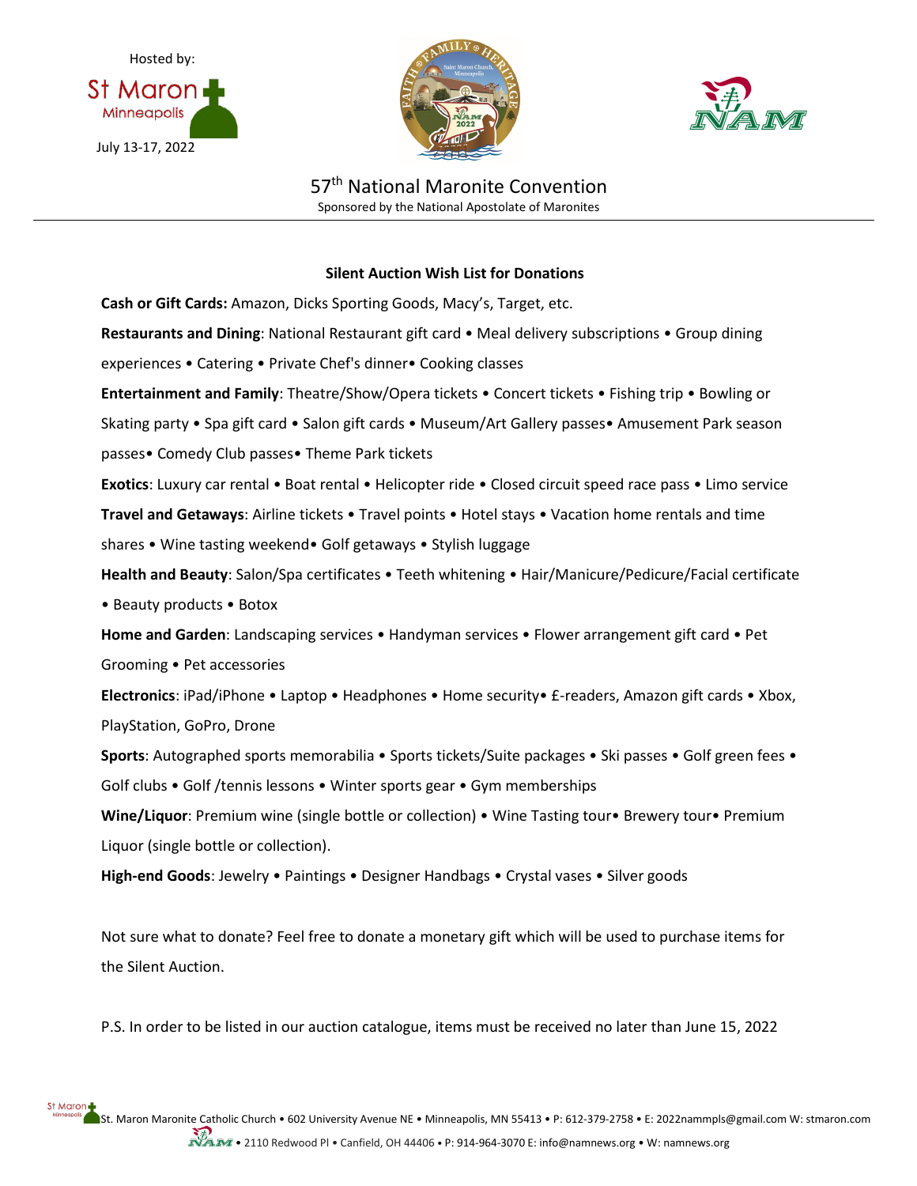Hosted by:

St Maron Minneapolis

July 13-17, 2022

# 57th National Maronite Convention

Sponsored by the National Apostolate of Maronites

## Silent Auction Wish List for Donations

**Cash or Gift Cards:** Amazon, Dicks Sporting Goods, Macy's, Target, etc.

**Restaurants and Dining**: National Restaurant gift card • Meal delivery subscriptions • Group dining experiences • Catering • Private Chef's dinner• Cooking classes

**Entertainment and Family**: Theatre/Show/Opera tickets • Concert tickets • Fishing trip • Bowling or Skating party • Spa gift card • Salon gift cards • Museum/Art Gallery passes• Amusement Park season passes• Comedy Club passes• Theme Park tickets

**Exotics**: Luxury car rental • Boat rental • Helicopter ride • Closed circuit speed race pass • Limo service

**Travel and Getaways**: Airline tickets • Travel points • Hotel stays • Vacation home rentals and time shares • Wine tasting weekend• Golf getaways • Stylish luggage

**Health and Beauty**: Salon/Spa certificates • Teeth whitening • Hair/Manicure/Pedicure/Facial certificate • Beauty products • Botox

**Home and Garden**: Landscaping services • Handyman services • Flower arrangement gift card • Pet Grooming • Pet accessories

**Electronics**: iPad/iPhone • Laptop • Headphones • Home security• £-readers, Amazon gift cards • Xbox, PlayStation, GoPro, Drone

**Sports**: Autographed sports memorabilia • Sports tickets/Suite packages • Ski passes • Golf green fees • Golf clubs • Golf /tennis lessons • Winter sports gear • Gym memberships

**Wine/Liquor**: Premium wine (single bottle or collection) • Wine Tasting tour• Brewery tour• Premium Liquor (single bottle or collection).

**High-end Goods**: Jewelry • Paintings • Designer Handbags • Crystal vases • Silver goods

Not sure what to donate? Feel free to donate a monetary gift which will be used to purchase items for the Silent Auction.

P.S. In order to be listed in our auction catalogue, items must be received no later than June 15, 2022

St. Maron Maronite Catholic Church • 602 University Avenue NE • Minneapolis, MN 55413 • P: 612-379-2758 • E: 2022nammpls@gmail.com W: stmaron.com

NAM • 2110 Redwood Pl • Canfield, OH 44406 • P: 914-964-3070 E: info@namnews.org • W: namnews.org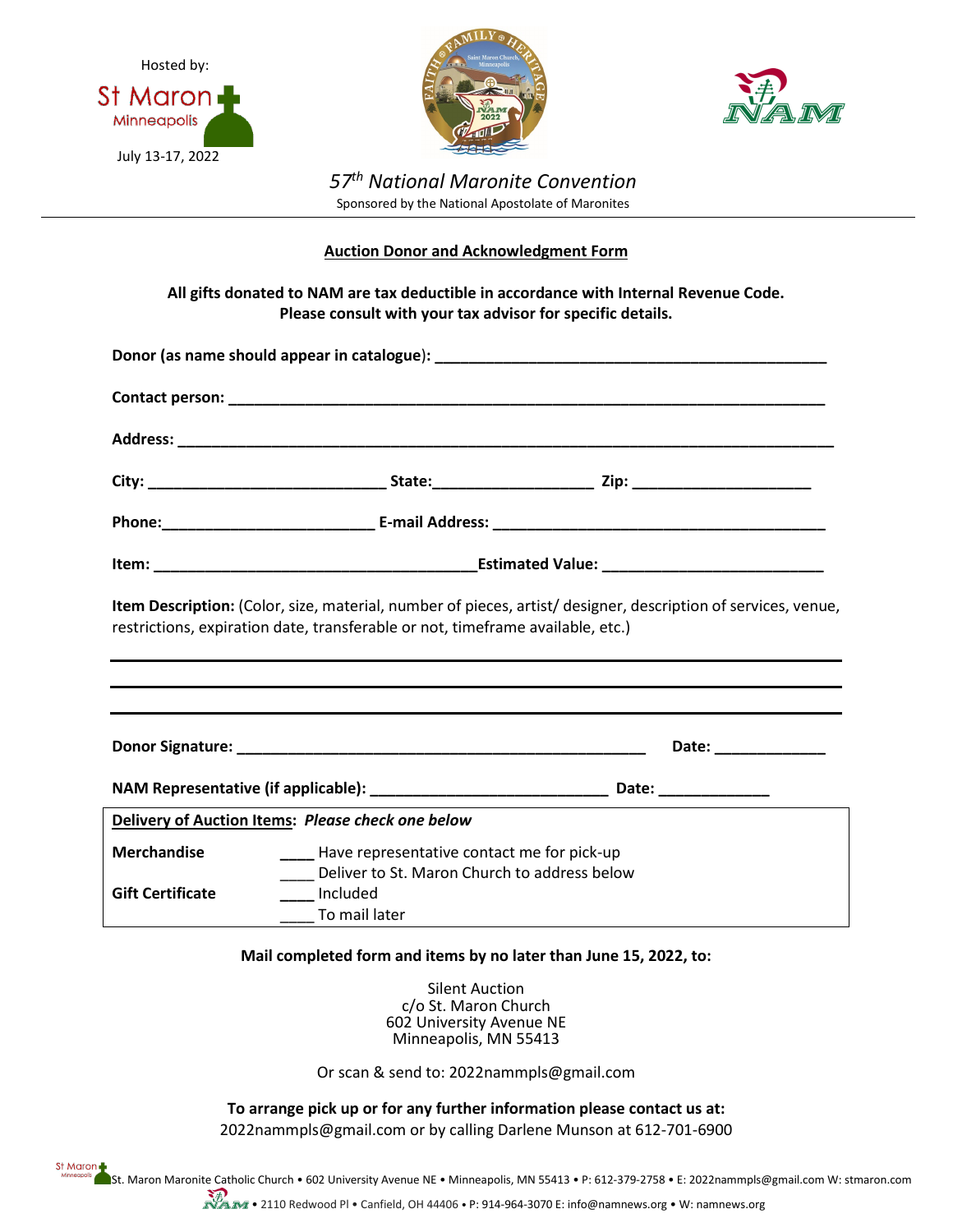Hosted by:

St Maron
Minneapolis

July 13-17, 2022

*57th National Maronite Convention*

Sponsored by the National Apostolate of Maronites

---

## Auction Donor and Acknowledgment Form

**All gifts donated to NAM are tax deductible in accordance with Internal Revenue Code. Please consult with your tax advisor for specific details.**

**Donor (as name should appear in catalogue):** ______________________________________________

**Contact person:** ________________________________________________________________________

**Address:** ______________________________________________________________________________

**City:** ____________________________ **State:**___________________ **Zip:** _____________________

**Phone:**________________________ **E-mail Address:** _______________________________________

**Item:** ______________________________________**Estimated Value:** __________________________

**Item Description:** (Color, size, material, number of pieces, artist/ designer, description of services, venue, restrictions, expiration date, transferable or not, timeframe available, etc.)

______________________________________________________________________________

______________________________________________________________________________

______________________________________________________________________________

**Donor Signature:** _______________________________________________ **Date:** _____________

**NAM Representative (if applicable):** ____________________________ **Date:** _____________

**Delivery of Auction Items**: ***Please check one below***

| | |
|---|---|
| **Merchandise** | ____ Have representative contact me for pick-up |
| | ____ Deliver to St. Maron Church to address below |
| **Gift Certificate** | ____ Included |
| | ____ To mail later |

**Mail completed form and items by no later than June 15, 2022, to:**

Silent Auction
c/o St. Maron Church
602 University Avenue NE
Minneapolis, MN 55413

Or scan & send to: 2022nammpls@gmail.com

**To arrange pick up or for any further information please contact us at:**
2022nammpls@gmail.com or by calling Darlene Munson at 612-701-6900

St. Maron Maronite Catholic Church • 602 University Avenue NE • Minneapolis, MN 55413 • P: 612-379-2758 • E: 2022nammpls@gmail.com W: stmaron.com

NAM • 2110 Redwood Pl • Canfield, OH 44406 • P: 914-964-3070 E: info@namnews.org • W: namnews.org